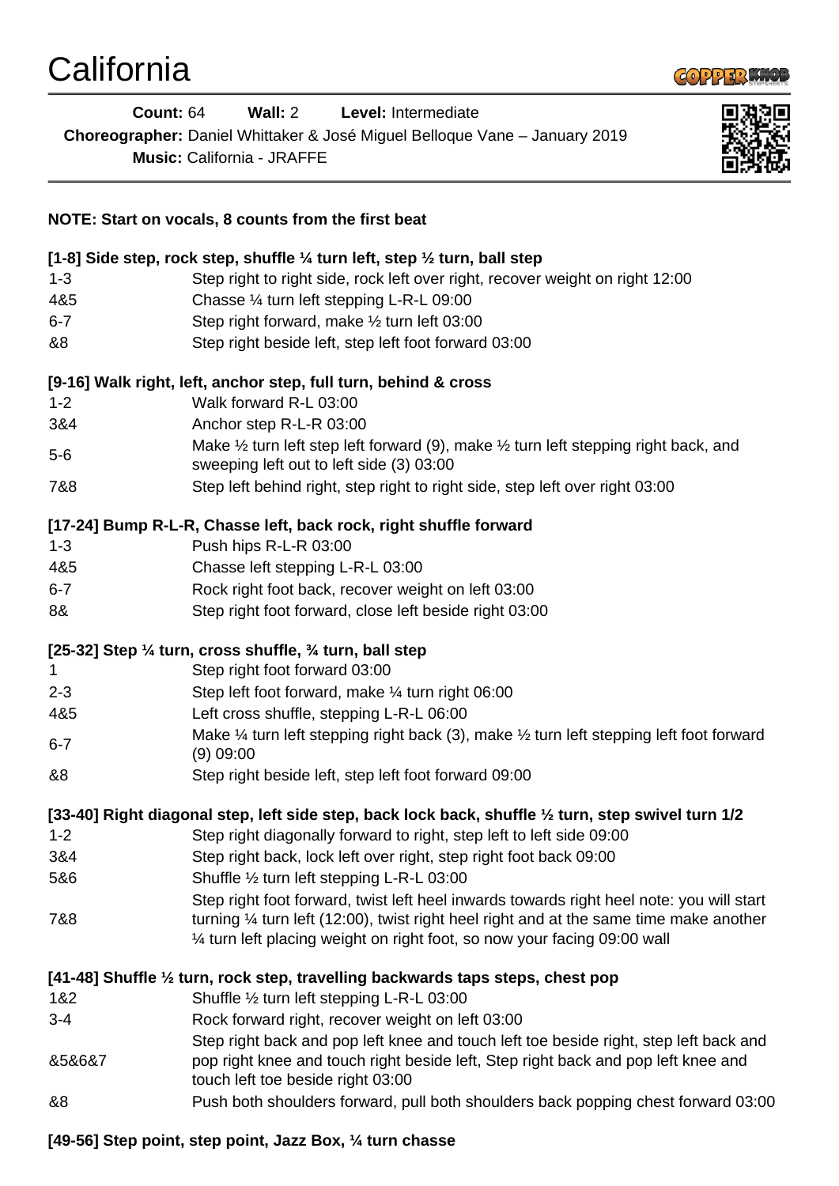# California

**Count:** 64 **Wall:** 2 **Level:** Intermediate

**Choreographer:** Daniel Whittaker & José Miguel Belloque Vane – January 2019

**Music:** California - JRAFFE

**NOTE: Start on vocals, 8 counts from the first beat**

**[1-8] Side step, rock step, shuffle ¼ turn left, step ½ turn, ball step**

| | |
|---|---|
| 1-3 | Step right to right side, rock left over right, recover weight on right 12:00 |
| 4&5 | Chasse ¼ turn left stepping L-R-L 09:00 |
| 6-7 | Step right forward, make ½ turn left 03:00 |
| &8 | Step right beside left, step left foot forward 03:00 |

**[9-16] Walk right, left, anchor step, full turn, behind & cross**

| | |
|---|---|
| 1-2 | Walk forward R-L 03:00 |
| 3&4 | Anchor step R-L-R 03:00 |
| 5-6 | Make ½ turn left step left forward (9), make ½ turn left stepping right back, and sweeping left out to left side (3) 03:00 |
| 7&8 | Step left behind right, step right to right side, step left over right 03:00 |

**[17-24] Bump R-L-R, Chasse left, back rock, right shuffle forward**

| | |
|---|---|
| 1-3 | Push hips R-L-R 03:00 |
| 4&5 | Chasse left stepping L-R-L 03:00 |
| 6-7 | Rock right foot back, recover weight on left 03:00 |
| 8& | Step right foot forward, close left beside right 03:00 |

**[25-32] Step ¼ turn, cross shuffle, ¾ turn, ball step**

| | |
|---|---|
| 1 | Step right foot forward 03:00 |
| 2-3 | Step left foot forward, make ¼ turn right 06:00 |
| 4&5 | Left cross shuffle, stepping L-R-L 06:00 |
| 6-7 | Make ¼ turn left stepping right back (3), make ½ turn left stepping left foot forward (9) 09:00 |
| &8 | Step right beside left, step left foot forward 09:00 |

**[33-40] Right diagonal step, left side step, back lock back, shuffle ½ turn, step swivel turn 1/2**

| | |
|---|---|
| 1-2 | Step right diagonally forward to right, step left to left side 09:00 |
| 3&4 | Step right back, lock left over right, step right foot back 09:00 |
| 5&6 | Shuffle ½ turn left stepping L-R-L 03:00 |
| 7&8 | Step right foot forward, twist left heel inwards towards right heel note: you will start turning ¼ turn left (12:00), twist right heel right and at the same time make another ¼ turn left placing weight on right foot, so now your facing 09:00 wall |

**[41-48] Shuffle ½ turn, rock step, travelling backwards taps steps, chest pop**

| | |
|---|---|
| 1&2 | Shuffle ½ turn left stepping L-R-L 03:00 |
| 3-4 | Rock forward right, recover weight on left 03:00 |
| &5&6&7 | Step right back and pop left knee and touch left toe beside right, step left back and pop right knee and touch right beside left, Step right back and pop left knee and touch left toe beside right 03:00 |
| &8 | Push both shoulders forward, pull both shoulders back popping chest forward 03:00 |

**[49-56] Step point, step point, Jazz Box, ¼ turn chasse**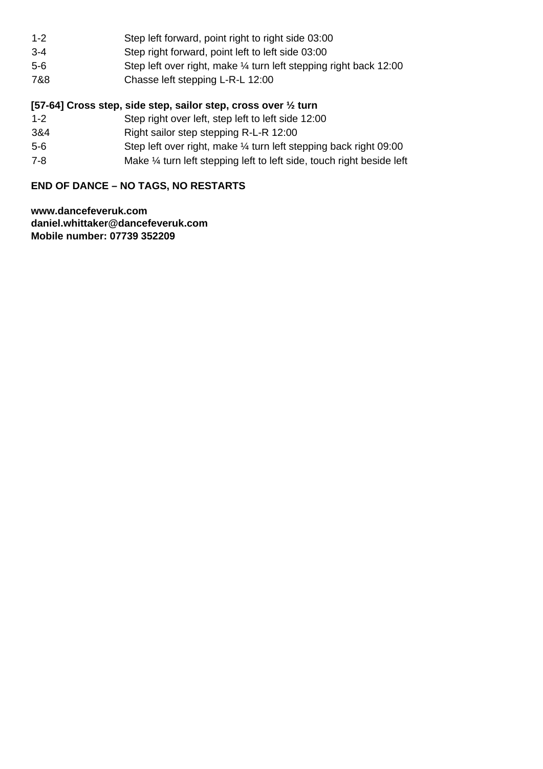| | |
|---|---|
| 1-2 | Step left forward, point right to right side 03:00 |
| 3-4 | Step right forward, point left to left side 03:00 |
| 5-6 | Step left over right, make ¼ turn left stepping right back 12:00 |
| 7&8 | Chasse left stepping L-R-L 12:00 |

**[57-64] Cross step, side step, sailor step, cross over ½ turn**

| | |
|---|---|
| 1-2 | Step right over left, step left to left side 12:00 |
| 3&4 | Right sailor step stepping R-L-R 12:00 |
| 5-6 | Step left over right, make ¼ turn left stepping back right 09:00 |
| 7-8 | Make ¼ turn left stepping left to left side, touch right beside left |

**END OF DANCE – NO TAGS, NO RESTARTS**

**www.dancefeveruk.com**
**daniel.whittaker@dancefeveruk.com**
**Mobile number: 07739 352209**